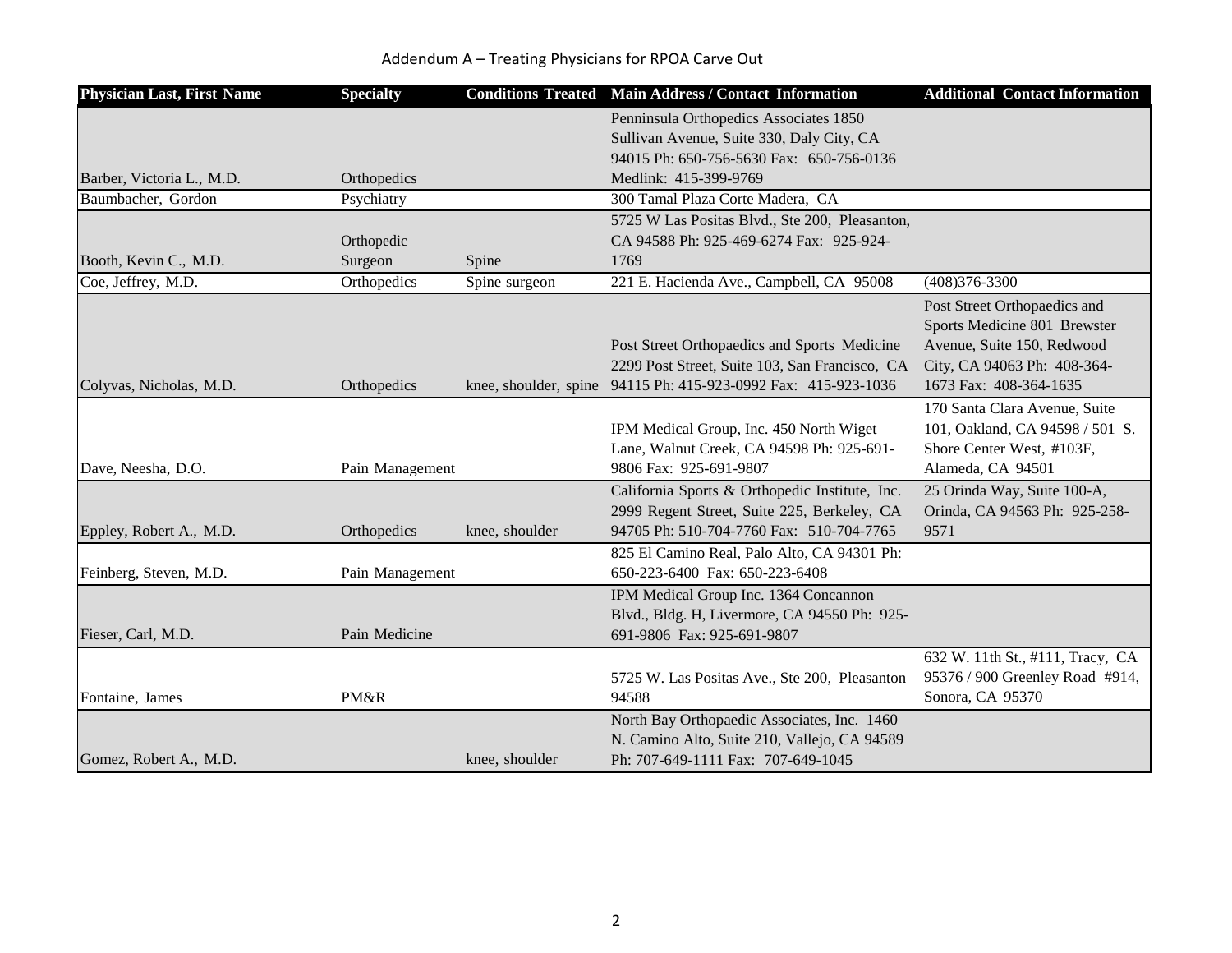# Addendum A – Treating Physicians for RPOA Carve Out

| Physician Last, First Name | Specialty | Conditions Treated | Main Address / Contact Information | Additional Contact Information |
|---|---|---|---|---|
| Barber, Victoria L., M.D. | Orthopedics | | Penninsula Orthopedics Associates 1850 Sullivan Avenue, Suite 330, Daly City, CA 94015 Ph: 650-756-5630 Fax: 650-756-0136 Medlink: 415-399-9769 | |
| Baumbacher, Gordon | Psychiatry | | 300 Tamal Plaza Corte Madera, CA | |
| Booth, Kevin C., M.D. | Orthopedic Surgeon | Spine | 5725 W Las Positas Blvd., Ste 200, Pleasanton, CA 94588 Ph: 925-469-6274 Fax: 925-924-1769 | |
| Coe, Jeffrey, M.D. | Orthopedics | Spine surgeon | 221 E. Hacienda Ave., Campbell, CA 95008 | (408)376-3300 |
| Colyvas, Nicholas, M.D. | Orthopedics | knee, shoulder, spine | Post Street Orthopaedics and Sports Medicine 2299 Post Street, Suite 103, San Francisco, CA 94115 Ph: 415-923-0992 Fax: 415-923-1036 | Post Street Orthopaedics and Sports Medicine 801 Brewster Avenue, Suite 150, Redwood City, CA 94063 Ph: 408-364-1673 Fax: 408-364-1635 |
| Dave, Neesha, D.O. | Pain Management | | IPM Medical Group, Inc. 450 North Wiget Lane, Walnut Creek, CA 94598 Ph: 925-691-9806 Fax: 925-691-9807 | 170 Santa Clara Avenue, Suite 101, Oakland, CA 94598 / 501 S. Shore Center West, #103F, Alameda, CA 94501 |
| Eppley, Robert A., M.D. | Orthopedics | knee, shoulder | California Sports & Orthopedic Institute, Inc. 2999 Regent Street, Suite 225, Berkeley, CA 94705 Ph: 510-704-7760 Fax: 510-704-7765 | 25 Orinda Way, Suite 100-A, Orinda, CA 94563 Ph: 925-258-9571 |
| Feinberg, Steven, M.D. | Pain Management | | 825 El Camino Real, Palo Alto, CA 94301 Ph: 650-223-6400 Fax: 650-223-6408 | |
| Fieser, Carl, M.D. | Pain Medicine | | IPM Medical Group Inc. 1364 Concannon Blvd., Bldg. H, Livermore, CA 94550 Ph: 925-691-9806 Fax: 925-691-9807 | |
| Fontaine, James | PM&R | | 5725 W. Las Positas Ave., Ste 200, Pleasanton 94588 | 632 W. 11th St., #111, Tracy, CA 95376 / 900 Greenley Road #914, Sonora, CA 95370 |
| Gomez, Robert A., M.D. | | knee, shoulder | North Bay Orthopaedic Associates, Inc. 1460 N. Camino Alto, Suite 210, Vallejo, CA 94589 Ph: 707-649-1111 Fax: 707-649-1045 | |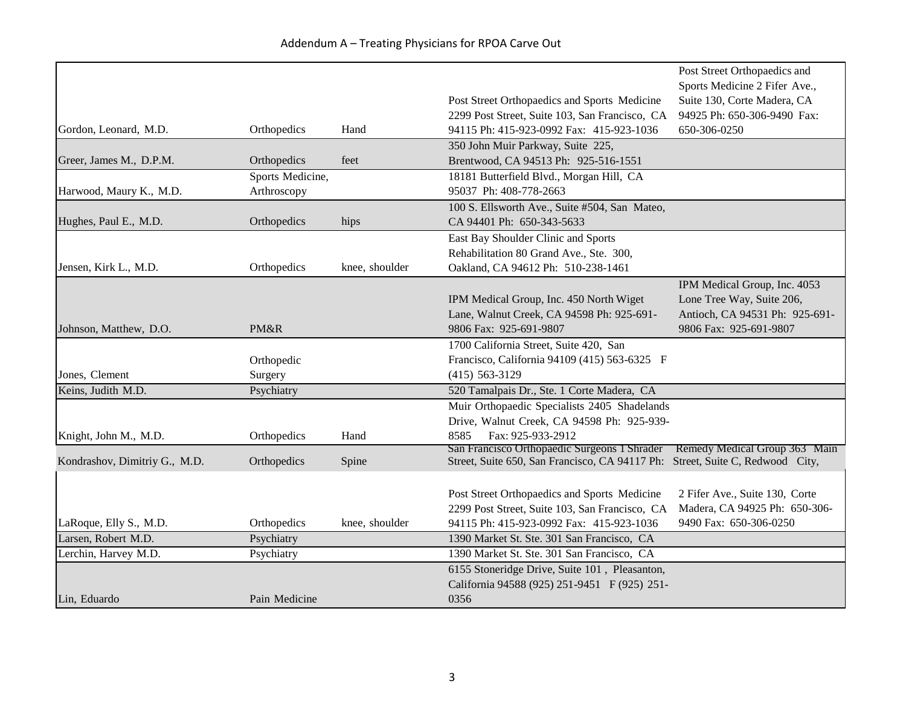Addendum A – Treating Physicians for RPOA Carve Out

| | | | | |
|---|---|---|---|---|
| Gordon, Leonard, M.D. | Orthopedics | Hand | Post Street Orthopaedics and Sports Medicine 2299 Post Street, Suite 103, San Francisco, CA 94115 Ph: 415-923-0992 Fax: 415-923-1036 | Post Street Orthopaedics and Sports Medicine 2 Fifer Ave., Suite 130, Corte Madera, CA 94925 Ph: 650-306-9490 Fax: 650-306-0250 |
| Greer, James M., D.P.M. | Orthopedics | feet | 350 John Muir Parkway, Suite 225, Brentwood, CA 94513 Ph: 925-516-1551 | |
| Harwood, Maury K., M.D. | Sports Medicine, Arthroscopy | | 18181 Butterfield Blvd., Morgan Hill, CA 95037 Ph: 408-778-2663 | |
| Hughes, Paul E., M.D. | Orthopedics | hips | 100 S. Ellsworth Ave., Suite #504, San Mateo, CA 94401 Ph: 650-343-5633 | |
| Jensen, Kirk L., M.D. | Orthopedics | knee, shoulder | East Bay Shoulder Clinic and Sports Rehabilitation 80 Grand Ave., Ste. 300, Oakland, CA 94612 Ph: 510-238-1461 | |
| Johnson, Matthew, D.O. | PM&R | | IPM Medical Group, Inc. 450 North Wiget Lane, Walnut Creek, CA 94598 Ph: 925-691-9806 Fax: 925-691-9807 | IPM Medical Group, Inc. 4053 Lone Tree Way, Suite 206, Antioch, CA 94531 Ph: 925-691-9806 Fax: 925-691-9807 |
| Jones, Clement | Orthopedic Surgery | | 1700 California Street, Suite 420, San Francisco, California 94109 (415) 563-6325 F (415) 563-3129 | |
| Keins, Judith M.D. | Psychiatry | | 520 Tamalpais Dr., Ste. 1 Corte Madera, CA | |
| Knight, John M., M.D. | Orthopedics | Hand | Muir Orthopaedic Specialists 2405 Shadelands Drive, Walnut Creek, CA 94598 Ph: 925-939-8585 Fax: 925-933-2912 | |
| Kondrashov, Dimitriy G., M.D. | Orthopedics | Spine | San Francisco Orthopaedic Surgeons 1 Shrader Street, Suite 650, San Francisco, CA 94117 Ph: | Remedy Medical Group 363 Main Street, Suite C, Redwood City, |
| LaRoque, Elly S., M.D. | Orthopedics | knee, shoulder | Post Street Orthopaedics and Sports Medicine 2299 Post Street, Suite 103, San Francisco, CA 94115 Ph: 415-923-0992 Fax: 415-923-1036 | 2 Fifer Ave., Suite 130, Corte Madera, CA 94925 Ph: 650-306-9490 Fax: 650-306-0250 |
| Larsen, Robert M.D. | Psychiatry | | 1390 Market St. Ste. 301 San Francisco, CA | |
| Lerchin, Harvey M.D. | Psychiatry | | 1390 Market St. Ste. 301 San Francisco, CA | |
| Lin, Eduardo | Pain Medicine | | 6155 Stoneridge Drive, Suite 101 , Pleasanton, California 94588 (925) 251-9451 F (925) 251-0356 | |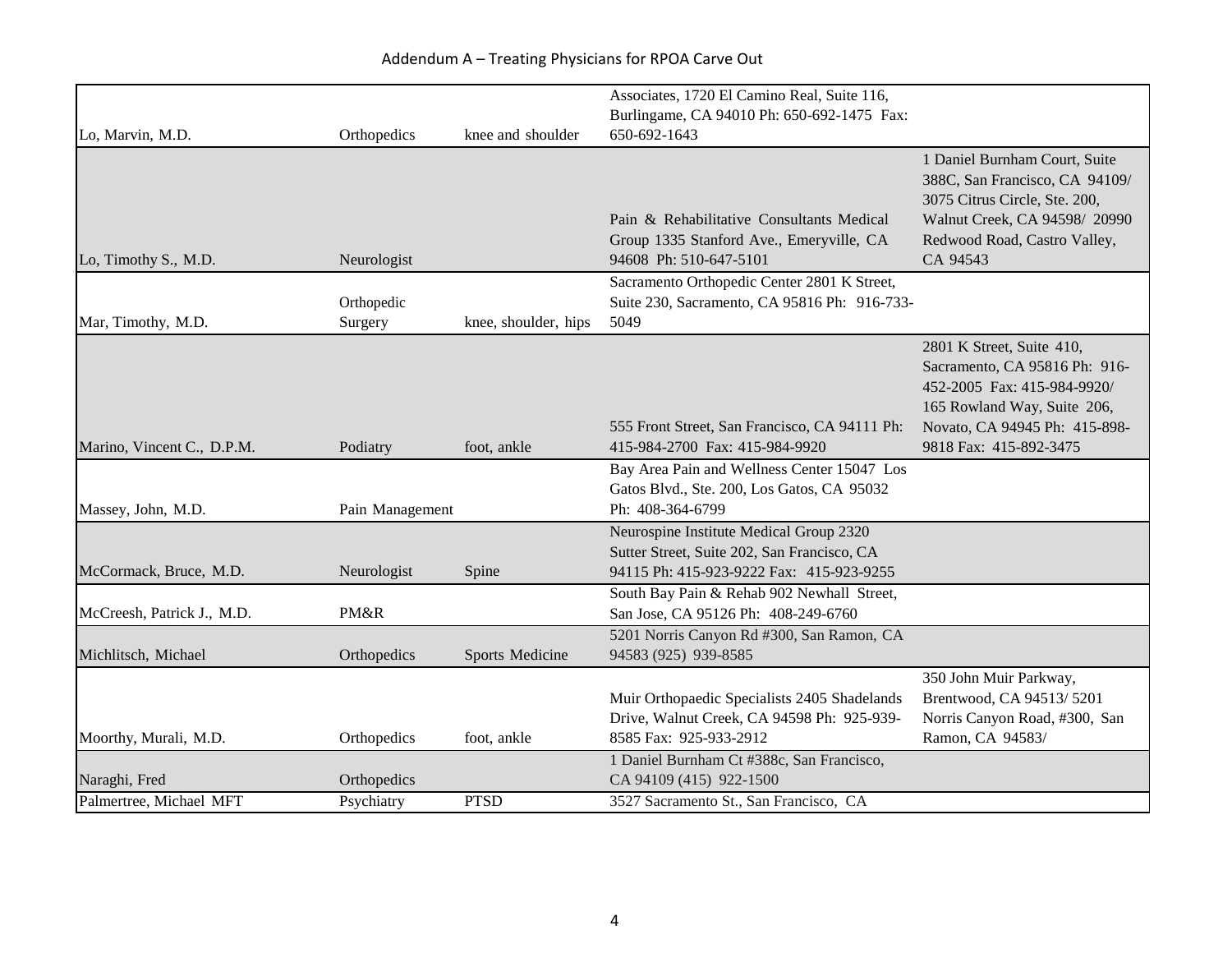Addendum A – Treating Physicians for RPOA Carve Out

| | | | | |
|---|---|---|---|---|
| Lo, Marvin, M.D. | Orthopedics | knee and shoulder | Associates, 1720 El Camino Real, Suite 116, Burlingame, CA 94010 Ph: 650-692-1475 Fax: 650-692-1643 | |
| Lo, Timothy S., M.D. | Neurologist | | Pain & Rehabilitative Consultants Medical Group 1335 Stanford Ave., Emeryville, CA 94608 Ph: 510-647-5101 | 1 Daniel Burnham Court, Suite 388C, San Francisco, CA 94109/ 3075 Citrus Circle, Ste. 200, Walnut Creek, CA 94598/ 20990 Redwood Road, Castro Valley, CA 94543 |
| Mar, Timothy, M.D. | Orthopedic Surgery | knee, shoulder, hips | Sacramento Orthopedic Center 2801 K Street, Suite 230, Sacramento, CA 95816 Ph: 916-733-5049 | |
| Marino, Vincent C., D.P.M. | Podiatry | foot, ankle | 555 Front Street, San Francisco, CA 94111 Ph: 415-984-2700 Fax: 415-984-9920 | 2801 K Street, Suite 410, Sacramento, CA 95816 Ph: 916-452-2005 Fax: 415-984-9920/ 165 Rowland Way, Suite 206, Novato, CA 94945 Ph: 415-898-9818 Fax: 415-892-3475 |
| Massey, John, M.D. | Pain Management | | Bay Area Pain and Wellness Center 15047 Los Gatos Blvd., Ste. 200, Los Gatos, CA 95032 Ph: 408-364-6799 | |
| McCormack, Bruce, M.D. | Neurologist | Spine | Neurospine Institute Medical Group 2320 Sutter Street, Suite 202, San Francisco, CA 94115 Ph: 415-923-9222 Fax: 415-923-9255 | |
| McCreesh, Patrick J., M.D. | PM&R | | South Bay Pain & Rehab 902 Newhall Street, San Jose, CA 95126 Ph: 408-249-6760 | |
| Michlitsch, Michael | Orthopedics | Sports Medicine | 5201 Norris Canyon Rd #300, San Ramon, CA 94583 (925) 939-8585 | |
| Moorthy, Murali, M.D. | Orthopedics | foot, ankle | Muir Orthopaedic Specialists 2405 Shadelands Drive, Walnut Creek, CA 94598 Ph: 925-939-8585 Fax: 925-933-2912 | 350 John Muir Parkway, Brentwood, CA 94513/ 5201 Norris Canyon Road, #300, San Ramon, CA 94583/ |
| Naraghi, Fred | Orthopedics | | 1 Daniel Burnham Ct #388c, San Francisco, CA 94109 (415) 922-1500 | |
| Palmertree, Michael MFT | Psychiatry | PTSD | 3527 Sacramento St., San Francisco, CA | |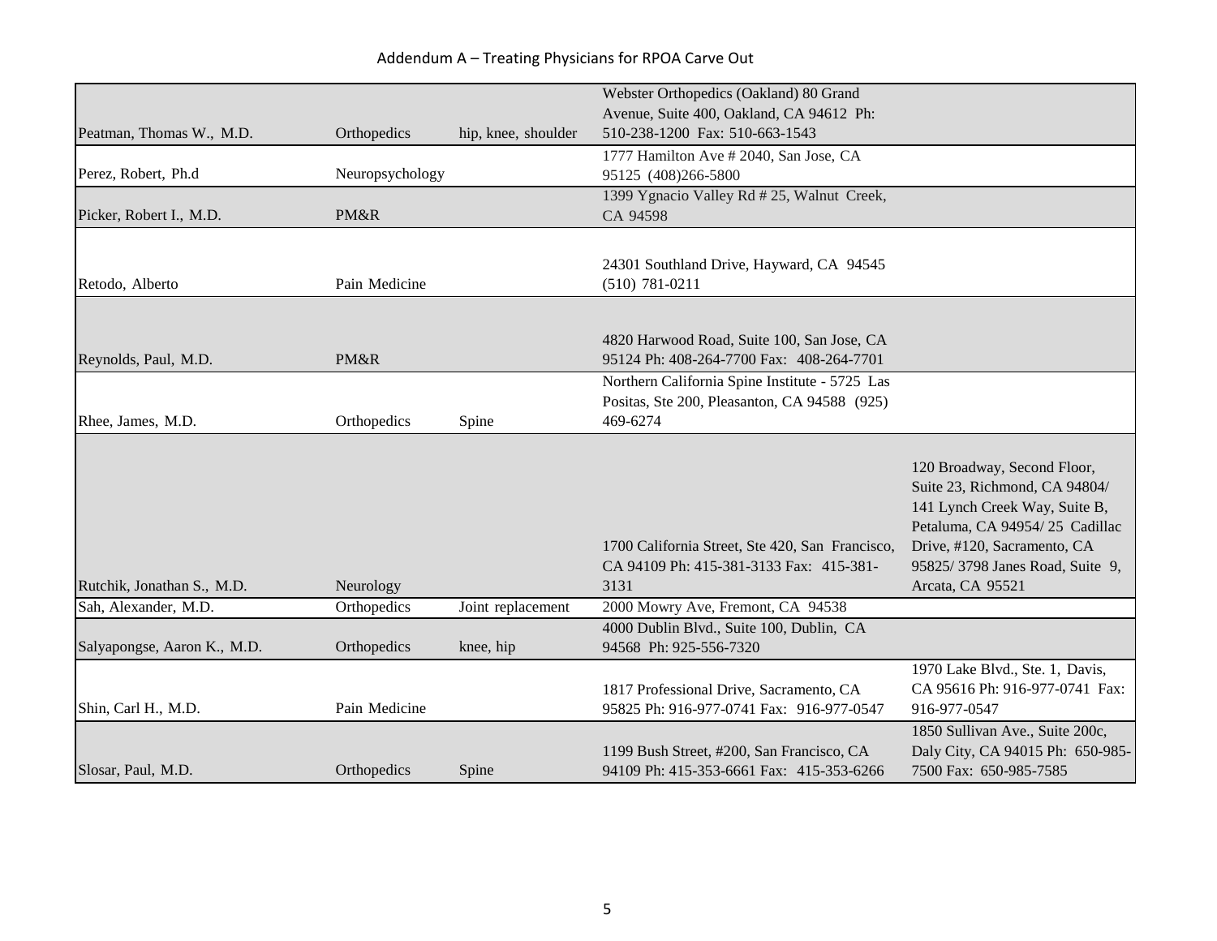## Addendum A – Treating Physicians for RPOA Carve Out

| | | | | |
|---|---|---|---|---|
| Peatman, Thomas W., M.D. | Orthopedics | hip, knee, shoulder | Webster Orthopedics (Oakland) 80 Grand Avenue, Suite 400, Oakland, CA 94612 Ph: 510-238-1200 Fax: 510-663-1543 | |
| Perez, Robert, Ph.d | Neuropsychology | | 1777 Hamilton Ave # 2040, San Jose, CA 95125 (408)266-5800 | |
| Picker, Robert I., M.D. | PM&R | | 1399 Ygnacio Valley Rd # 25, Walnut Creek, CA 94598 | |
| Retodo, Alberto | Pain Medicine | | 24301 Southland Drive, Hayward, CA 94545 (510) 781-0211 | |
| Reynolds, Paul, M.D. | PM&R | | 4820 Harwood Road, Suite 100, San Jose, CA 95124 Ph: 408-264-7700 Fax: 408-264-7701 | |
| Rhee, James, M.D. | Orthopedics | Spine | Northern California Spine Institute - 5725 Las Positas, Ste 200, Pleasanton, CA 94588 (925) 469-6274 | |
| Rutchik, Jonathan S., M.D. | Neurology | | 1700 California Street, Ste 420, San Francisco, CA 94109 Ph: 415-381-3133 Fax: 415-381-3131 | 120 Broadway, Second Floor, Suite 23, Richmond, CA 94804/ 141 Lynch Creek Way, Suite B, Petaluma, CA 94954/ 25 Cadillac Drive, #120, Sacramento, CA 95825/ 3798 Janes Road, Suite 9, Arcata, CA 95521 |
| Sah, Alexander, M.D. | Orthopedics | Joint replacement | 2000 Mowry Ave, Fremont, CA 94538 | |
| Salyapongse, Aaron K., M.D. | Orthopedics | knee, hip | 4000 Dublin Blvd., Suite 100, Dublin, CA 94568 Ph: 925-556-7320 | |
| Shin, Carl H., M.D. | Pain Medicine | | 1817 Professional Drive, Sacramento, CA 95825 Ph: 916-977-0741 Fax: 916-977-0547 | 1970 Lake Blvd., Ste. 1, Davis, CA 95616 Ph: 916-977-0741 Fax: 916-977-0547 |
| Slosar, Paul, M.D. | Orthopedics | Spine | 1199 Bush Street, #200, San Francisco, CA 94109 Ph: 415-353-6661 Fax: 415-353-6266 | 1850 Sullivan Ave., Suite 200c, Daly City, CA 94015 Ph: 650-985-7500 Fax: 650-985-7585 |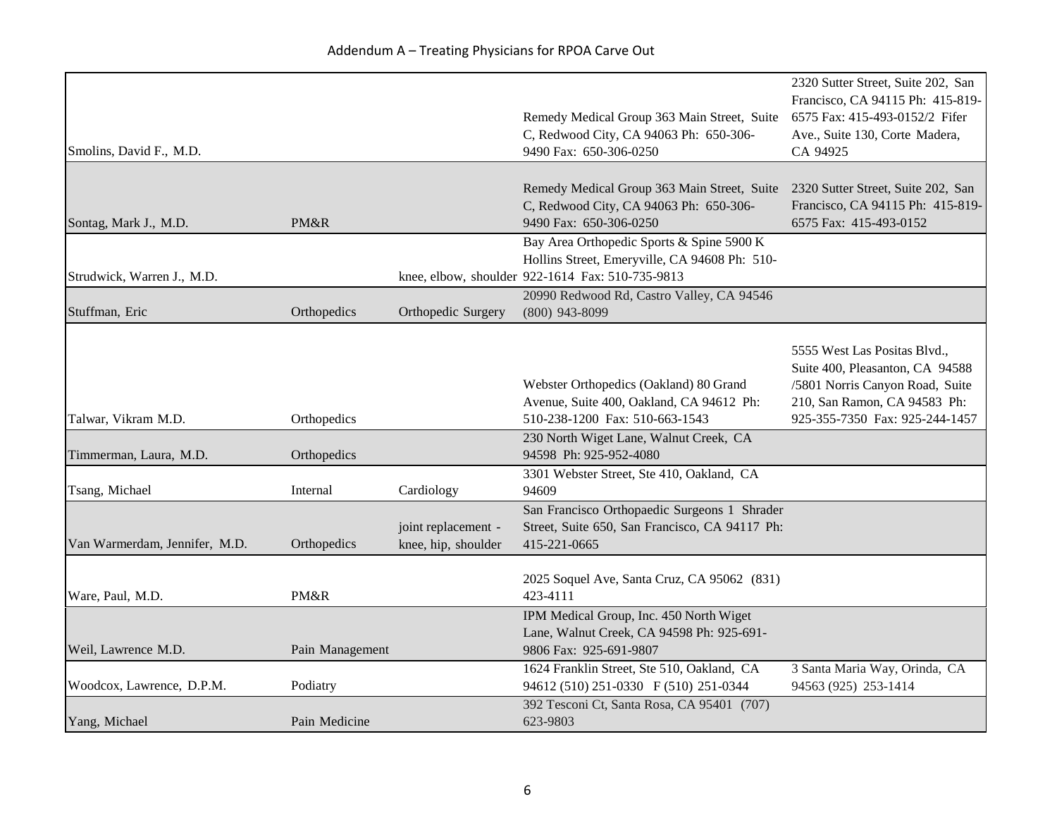## Addendum A – Treating Physicians for RPOA Carve Out

| | | | | |
|---|---|---|---|---|
| Smolins, David F., M.D. | | | Remedy Medical Group 363 Main Street, Suite C, Redwood City, CA 94063 Ph: 650-306-9490 Fax: 650-306-0250 | 2320 Sutter Street, Suite 202, San Francisco, CA 94115 Ph: 415-819-6575 Fax: 415-493-0152/2 Fifer Ave., Suite 130, Corte Madera, CA 94925 |
| Sontag, Mark J., M.D. | PM&R | | Remedy Medical Group 363 Main Street, Suite C, Redwood City, CA 94063 Ph: 650-306-9490 Fax: 650-306-0250 | 2320 Sutter Street, Suite 202, San Francisco, CA 94115 Ph: 415-819-6575 Fax: 415-493-0152 |
| Strudwick, Warren J., M.D. | | knee, elbow, shoulder | Bay Area Orthopedic Sports & Spine 5900 K Hollins Street, Emeryville, CA 94608 Ph: 510-922-1614 Fax: 510-735-9813 | |
| Stuffman, Eric | Orthopedics | Orthopedic Surgery | 20990 Redwood Rd, Castro Valley, CA 94546 (800) 943-8099 | |
| Talwar, Vikram M.D. | Orthopedics | | Webster Orthopedics (Oakland) 80 Grand Avenue, Suite 400, Oakland, CA 94612 Ph: 510-238-1200 Fax: 510-663-1543 | 5555 West Las Positas Blvd., Suite 400, Pleasanton, CA 94588 /5801 Norris Canyon Road, Suite 210, San Ramon, CA 94583 Ph: 925-355-7350 Fax: 925-244-1457 |
| Timmerman, Laura, M.D. | Orthopedics | | 230 North Wiget Lane, Walnut Creek, CA 94598 Ph: 925-952-4080 | |
| Tsang, Michael | Internal | Cardiology | 3301 Webster Street, Ste 410, Oakland, CA 94609 | |
| Van Warmerdam, Jennifer, M.D. | Orthopedics | joint replacement - knee, hip, shoulder | San Francisco Orthopaedic Surgeons 1 Shrader Street, Suite 650, San Francisco, CA 94117 Ph: 415-221-0665 | |
| Ware, Paul, M.D. | PM&R | | 2025 Soquel Ave, Santa Cruz, CA 95062 (831) 423-4111 | |
| Weil, Lawrence M.D. | Pain Management | | IPM Medical Group, Inc. 450 North Wiget Lane, Walnut Creek, CA 94598 Ph: 925-691-9806 Fax: 925-691-9807 | |
| Woodcox, Lawrence, D.P.M. | Podiatry | | 1624 Franklin Street, Ste 510, Oakland, CA 94612 (510) 251-0330 F (510) 251-0344 | 3 Santa Maria Way, Orinda, CA 94563 (925) 253-1414 |
| Yang, Michael | Pain Medicine | | 392 Tesconi Ct, Santa Rosa, CA 95401 (707) 623-9803 | |